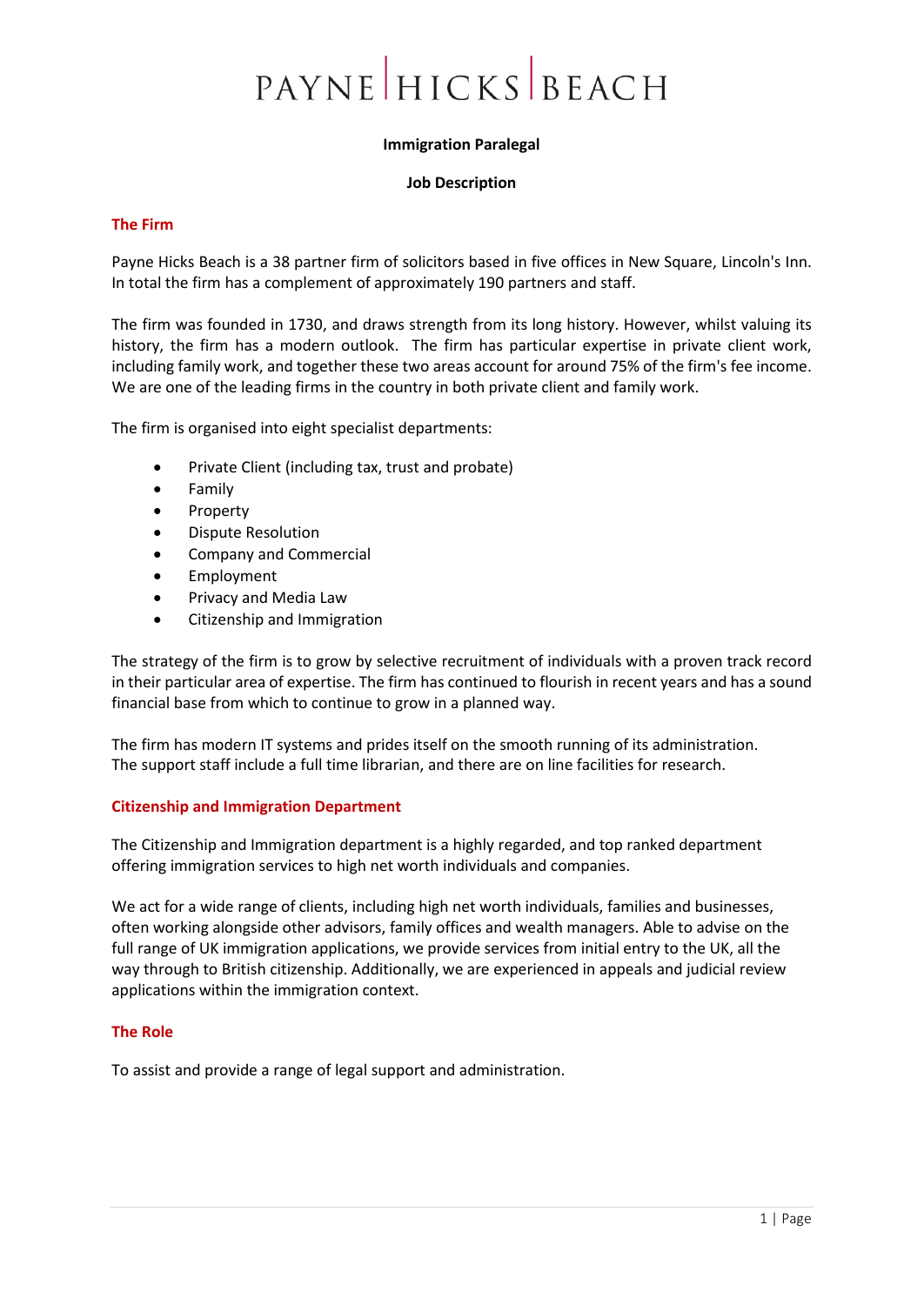# PAYNE HICKS BEACH

**Immigration Paralegal**

**Job Description**

## The Firm

Payne Hicks Beach is a 38 partner firm of solicitors based in five offices in New Square, Lincoln's Inn. In total the firm has a complement of approximately 190 partners and staff.

The firm was founded in 1730, and draws strength from its long history. However, whilst valuing its history, the firm has a modern outlook. The firm has particular expertise in private client work, including family work, and together these two areas account for around 75% of the firm's fee income. We are one of the leading firms in the country in both private client and family work.

The firm is organised into eight specialist departments:

- Private Client (including tax, trust and probate)
- Family
- Property
- Dispute Resolution
- Company and Commercial
- Employment
- Privacy and Media Law
- Citizenship and Immigration

The strategy of the firm is to grow by selective recruitment of individuals with a proven track record in their particular area of expertise. The firm has continued to flourish in recent years and has a sound financial base from which to continue to grow in a planned way.

The firm has modern IT systems and prides itself on the smooth running of its administration. The support staff include a full time librarian, and there are on line facilities for research.

## Citizenship and Immigration Department

The Citizenship and Immigration department is a highly regarded, and top ranked department offering immigration services to high net worth individuals and companies.

We act for a wide range of clients, including high net worth individuals, families and businesses, often working alongside other advisors, family offices and wealth managers. Able to advise on the full range of UK immigration applications, we provide services from initial entry to the UK, all the way through to British citizenship. Additionally, we are experienced in appeals and judicial review applications within the immigration context.

## The Role

To assist and provide a range of legal support and administration.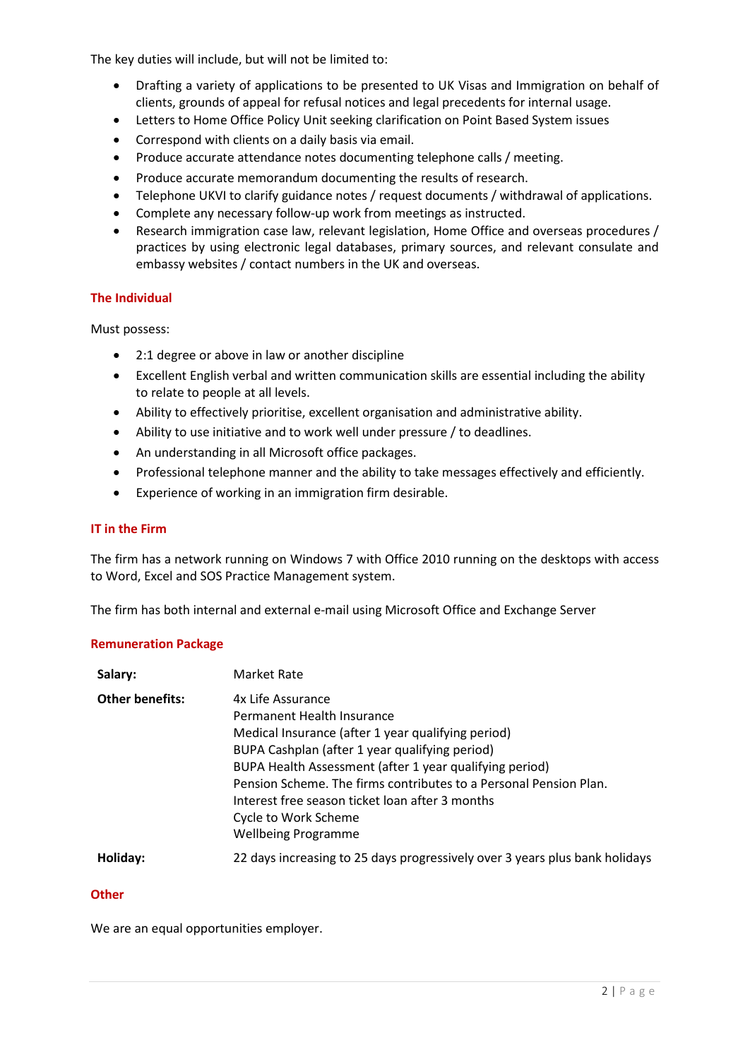The key duties will include, but will not be limited to:

- Drafting a variety of applications to be presented to UK Visas and Immigration on behalf of clients, grounds of appeal for refusal notices and legal precedents for internal usage.
- Letters to Home Office Policy Unit seeking clarification on Point Based System issues
- Correspond with clients on a daily basis via email.
- Produce accurate attendance notes documenting telephone calls / meeting.
- Produce accurate memorandum documenting the results of research.
- Telephone UKVI to clarify guidance notes / request documents / withdrawal of applications.
- Complete any necessary follow-up work from meetings as instructed.
- Research immigration case law, relevant legislation, Home Office and overseas procedures / practices by using electronic legal databases, primary sources, and relevant consulate and embassy websites / contact numbers in the UK and overseas.

## The Individual

Must possess:

- 2:1 degree or above in law or another discipline
- Excellent English verbal and written communication skills are essential including the ability to relate to people at all levels.
- Ability to effectively prioritise, excellent organisation and administrative ability.
- Ability to use initiative and to work well under pressure / to deadlines.
- An understanding in all Microsoft office packages.
- Professional telephone manner and the ability to take messages effectively and efficiently.
- Experience of working in an immigration firm desirable.

## IT in the Firm

The firm has a network running on Windows 7 with Office 2010 running on the desktops with access to Word, Excel and SOS Practice Management system.

The firm has both internal and external e-mail using Microsoft Office and Exchange Server

## Remuneration Package

| | |
|---|---|
| **Salary:** | Market Rate |
| **Other benefits:** | 4x Life Assurance<br>Permanent Health Insurance<br>Medical Insurance (after 1 year qualifying period)<br>BUPA Cashplan (after 1 year qualifying period)<br>BUPA Health Assessment (after 1 year qualifying period)<br>Pension Scheme. The firms contributes to a Personal Pension Plan.<br>Interest free season ticket loan after 3 months<br>Cycle to Work Scheme<br>Wellbeing Programme |
| **Holiday:** | 22 days increasing to 25 days progressively over 3 years plus bank holidays |

## Other

We are an equal opportunities employer.